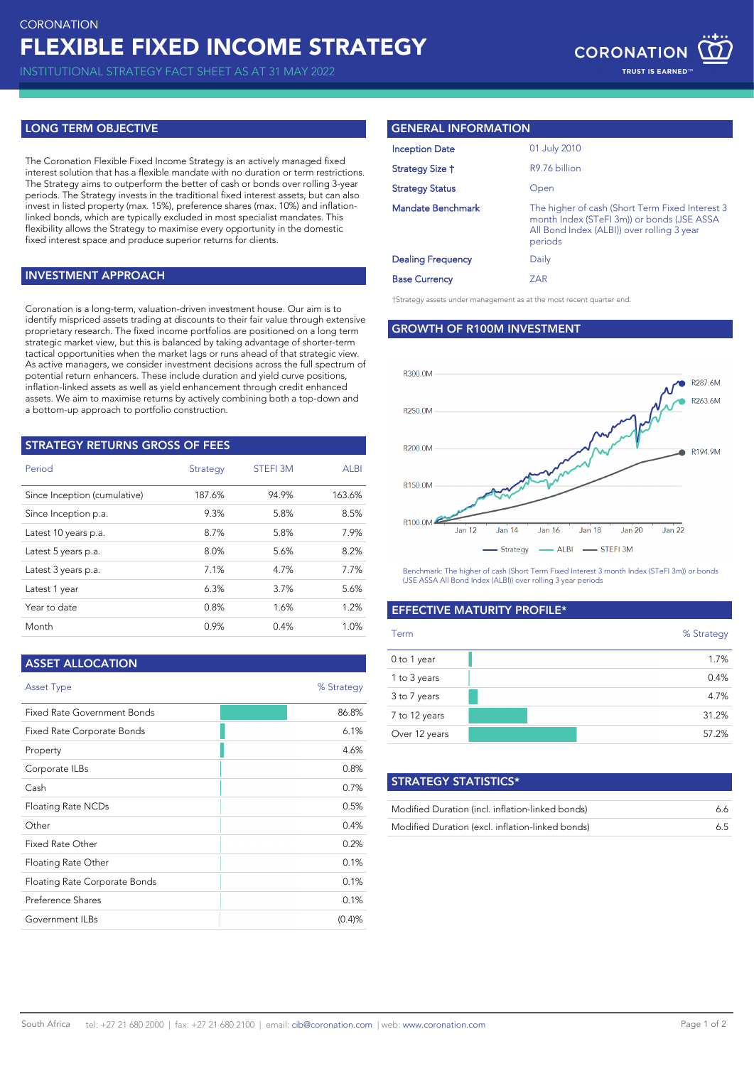CORONATION

# FLEXIBLE FIXED INCOME STRATEGY

INSTITUTIONAL STRATEGY FACT SHEET AS AT 31 MAY 2022

## LONG TERM OBJECTIVE

The Coronation Flexible Fixed Income Strategy is an actively managed fixed interest solution that has a flexible mandate with no duration or term restrictions. The Strategy aims to outperform the better of cash or bonds over rolling 3-year periods. The Strategy invests in the traditional fixed interest assets, but can also invest in listed property (max. 15%), preference shares (max. 10%) and inflation-linked bonds, which are typically excluded in most specialist mandates. This flexibility allows the Strategy to maximise every opportunity in the domestic fixed interest space and produce superior returns for clients.

## INVESTMENT APPROACH

Coronation is a long-term, valuation-driven investment house. Our aim is to identify mispriced assets trading at discounts to their fair value through extensive proprietary research. The fixed income portfolios are positioned on a long term strategic market view, but this is balanced by taking advantage of shorter-term tactical opportunities when the market lags or runs ahead of that strategic view. As active managers, we consider investment decisions across the full spectrum of potential return enhancers. These include duration and yield curve positions, inflation-linked assets as well as yield enhancement through credit enhanced assets. We aim to maximise returns by actively combining both a top-down and a bottom-up approach to portfolio construction.

## STRATEGY RETURNS GROSS OF FEES

| Period | Strategy | STEFI 3M | ALBI |
|---|---|---|---|
| Since Inception (cumulative) | 187.6% | 94.9% | 163.6% |
| Since Inception p.a. | 9.3% | 5.8% | 8.5% |
| Latest 10 years p.a. | 8.7% | 5.8% | 7.9% |
| Latest 5 years p.a. | 8.0% | 5.6% | 8.2% |
| Latest 3 years p.a. | 7.1% | 4.7% | 7.7% |
| Latest 1 year | 6.3% | 3.7% | 5.6% |
| Year to date | 0.8% | 1.6% | 1.2% |
| Month | 0.9% | 0.4% | 1.0% |

## ASSET ALLOCATION

| Asset Type | % Strategy |
|---|---|
| Fixed Rate Government Bonds | 86.8% |
| Fixed Rate Corporate Bonds | 6.1% |
| Property | 4.6% |
| Corporate ILBs | 0.8% |
| Cash | 0.7% |
| Floating Rate NCDs | 0.5% |
| Other | 0.4% |
| Fixed Rate Other | 0.2% |
| Floating Rate Other | 0.1% |
| Floating Rate Corporate Bonds | 0.1% |
| Preference Shares | 0.1% |
| Government ILBs | (0.4)% |

## GENERAL INFORMATION

| | |
|---|---|
| Inception Date | 01 July 2010 |
| Strategy Size † | R9.76 billion |
| Strategy Status | Open |
| Mandate Benchmark | The higher of cash (Short Term Fixed Interest 3 month Index (STeFI 3m)) or bonds (JSE ASSA All Bond Index (ALBI)) over rolling 3 year periods |
| Dealing Frequency | Daily |
| Base Currency | ZAR |

†Strategy assets under management as at the most recent quarter end.

## GROWTH OF R100M INVESTMENT

R300.0M, R250.0M, R200.0M, R150.0M, R100.0M

Jan 12, Jan 14, Jan 16, Jan 18, Jan 20, Jan 22

Strategy R287.6M; ALBI R263.6M; STEFI 3M R194.9M

Benchmark: The higher of cash (Short Term Fixed Interest 3 month Index (STeFI 3m)) or bonds (JSE ASSA All Bond Index (ALBI)) over rolling 3 year periods

## EFFECTIVE MATURITY PROFILE*

| Term | % Strategy |
|---|---|
| 0 to 1 year | 1.7% |
| 1 to 3 years | 0.4% |
| 3 to 7 years | 4.7% |
| 7 to 12 years | 31.2% |
| Over 12 years | 57.2% |

## STRATEGY STATISTICS*

| | |
|---|---|
| Modified Duration (incl. inflation-linked bonds) | 6.6 |
| Modified Duration (excl. inflation-linked bonds) | 6.5 |

South Africa tel: +27 21 680 2000 | fax: +27 21 680 2100 | email: cib@coronation.com | web: www.coronation.com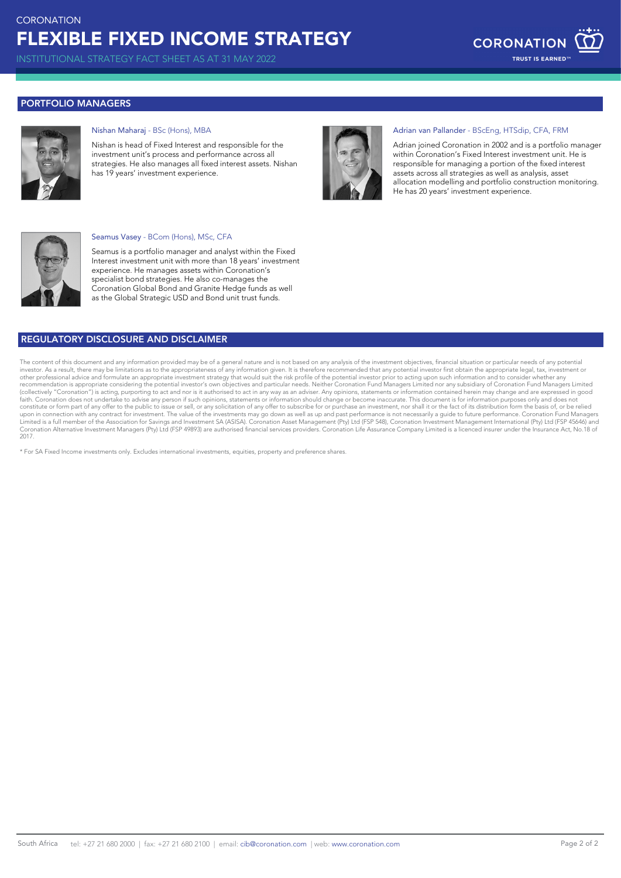## PORTFOLIO MANAGERS

**Nishan Maharaj** - BSc (Hons), MBA

Nishan is head of Fixed Interest and responsible for the investment unit's process and performance across all strategies. He also manages all fixed interest assets. Nishan has 19 years' investment experience.

**Adrian van Pallander** - BScEng, HTSdip, CFA, FRM

Adrian joined Coronation in 2002 and is a portfolio manager within Coronation's Fixed Interest investment unit. He is responsible for managing a portion of the fixed interest assets across all strategies as well as analysis, asset allocation modelling and portfolio construction monitoring. He has 20 years' investment experience.

**Seamus Vasey** - BCom (Hons), MSc, CFA

Seamus is a portfolio manager and analyst within the Fixed Interest investment unit with more than 18 years' investment experience. He manages assets within Coronation's specialist bond strategies. He also co-manages the Coronation Global Bond and Granite Hedge funds as well as the Global Strategic USD and Bond unit trust funds.

## REGULATORY DISCLOSURE AND DISCLAIMER

The content of this document and any information provided may be of a general nature and is not based on any analysis of the investment objectives, financial situation or particular needs of any potential investor. As a result, there may be limitations as to the appropriateness of any information given. It is therefore recommended that any potential investor first obtain the appropriate legal, tax, investment or other professional advice and formulate an appropriate investment strategy that would suit the risk profile of the potential investor prior to acting upon such information and to consider whether any recommendation is appropriate considering the potential investor's own objectives and particular needs. Neither Coronation Fund Managers Limited nor any subsidiary of Coronation Fund Managers Limited (collectively "Coronation") is acting, purporting to act and nor is it authorised to act in any way as an adviser. Any opinions, statements or information contained herein may change and are expressed in good faith. Coronation does not undertake to advise any person if such opinions, statements or information should change or become inaccurate. This document is for information purposes only and does not constitute or form part of any offer to the public to issue or sell, or any solicitation of any offer to subscribe for or purchase an investment, nor shall it or the fact of its distribution form the basis of, or be relied upon in connection with any contract for investment. The value of the investments may go down as well as up and past performance is not necessarily a guide to future performance. Coronation Fund Managers Limited is a full member of the Association for Savings and Investment SA (ASISA). Coronation Asset Management (Pty) Ltd (FSP 548), Coronation Investment Management International (Pty) Ltd (FSP 45646) and Coronation Alternative Investment Managers (Pty) Ltd (FSP 49893) are authorised financial services providers. Coronation Life Assurance Company Limited is a licenced insurer under the Insurance Act, No.18 of 2017.

\* For SA Fixed Income investments only. Excludes international investments, equities, property and preference shares.

South Africa tel: +27 21 680 2000 | fax: +27 21 680 2100 | email: cib@coronation.com | web: www.coronation.com